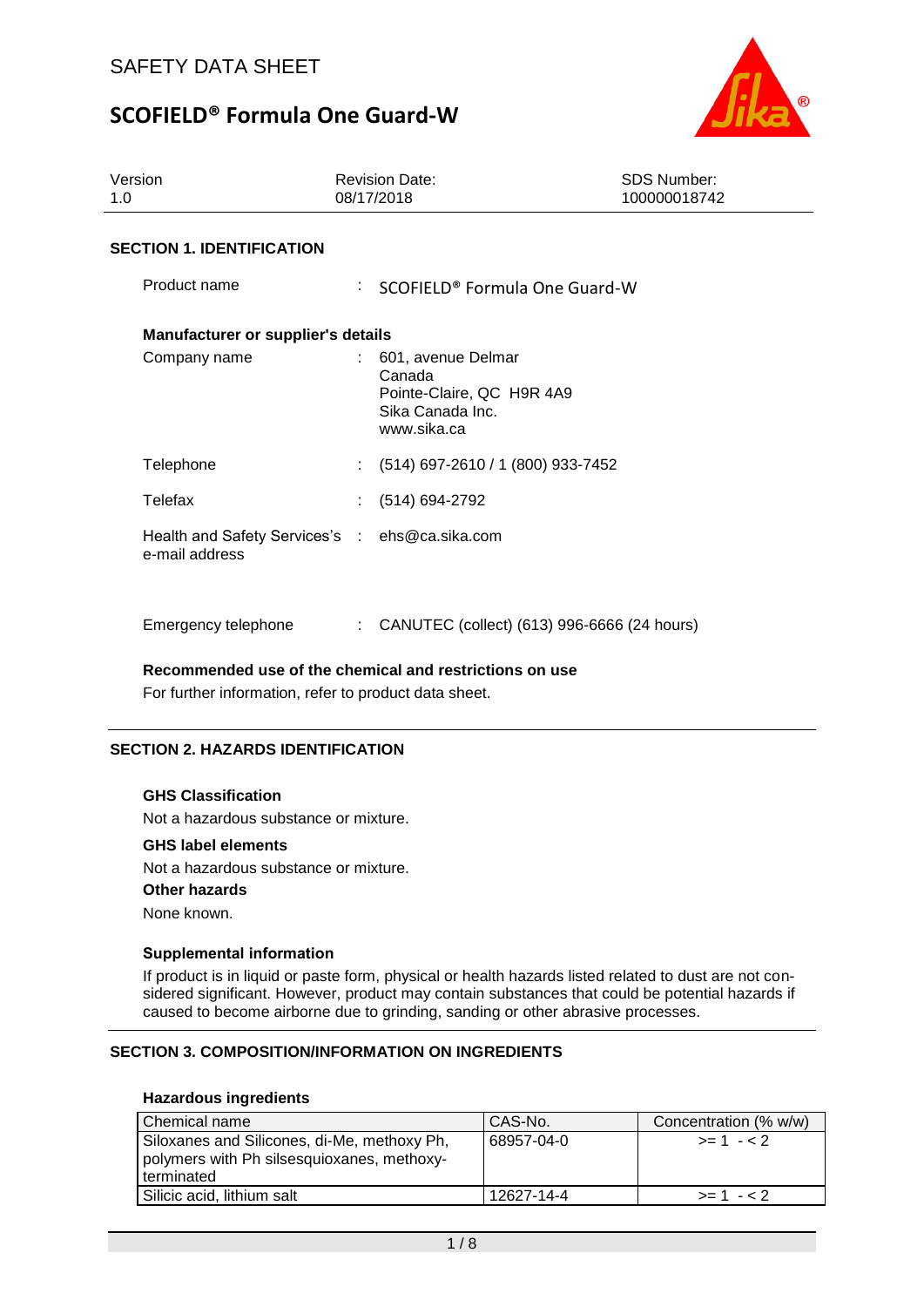# SAFETY DATA SHEET

# SCOFIELD® Formula One Guard-W

| Version | Revision Date: | SDS Number: |
|---|---|---|
| 1.0 | 08/17/2018 | 100000018742 |

## SECTION 1. IDENTIFICATION

Product name : SCOFIELD® Formula One Guard-W

**Manufacturer or supplier's details**

Company name : 601, avenue Delmar
Canada
Pointe-Claire, QC H9R 4A9
Sika Canada Inc.
www.sika.ca

Telephone : (514) 697-2610 / 1 (800) 933-7452

Telefax : (514) 694-2792

Health and Safety Services's e-mail address : ehs@ca.sika.com

Emergency telephone : CANUTEC (collect) (613) 996-6666 (24 hours)

**Recommended use of the chemical and restrictions on use**

For further information, refer to product data sheet.

## SECTION 2. HAZARDS IDENTIFICATION

**GHS Classification**

Not a hazardous substance or mixture.

**GHS label elements**

Not a hazardous substance or mixture.

**Other hazards**

None known.

**Supplemental information**

If product is in liquid or paste form, physical or health hazards listed related to dust are not considered significant. However, product may contain substances that could be potential hazards if caused to become airborne due to grinding, sanding or other abrasive processes.

## SECTION 3. COMPOSITION/INFORMATION ON INGREDIENTS

**Hazardous ingredients**

| Chemical name | CAS-No. | Concentration (% w/w) |
|---|---|---|
| Siloxanes and Silicones, di-Me, methoxy Ph, polymers with Ph silsesquioxanes, methoxy-terminated | 68957-04-0 | >= 1 - < 2 |
| Silicic acid, lithium salt | 12627-14-4 | >= 1 - < 2 |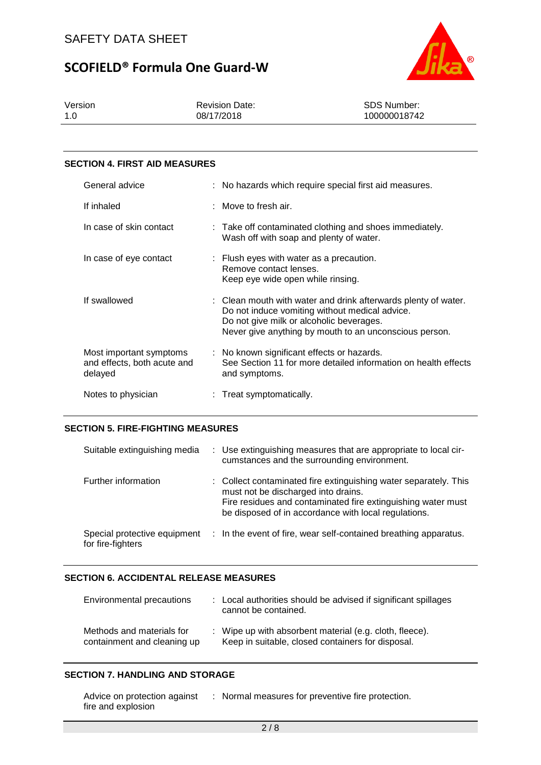## SECTION 4. FIRST AID MEASURES

| | |
|---|---|
| General advice | : No hazards which require special first aid measures. |
| If inhaled | : Move to fresh air. |
| In case of skin contact | : Take off contaminated clothing and shoes immediately. Wash off with soap and plenty of water. |
| In case of eye contact | : Flush eyes with water as a precaution. Remove contact lenses. Keep eye wide open while rinsing. |
| If swallowed | : Clean mouth with water and drink afterwards plenty of water. Do not induce vomiting without medical advice. Do not give milk or alcoholic beverages. Never give anything by mouth to an unconscious person. |
| Most important symptoms and effects, both acute and delayed | : No known significant effects or hazards. See Section 11 for more detailed information on health effects and symptoms. |
| Notes to physician | : Treat symptomatically. |

## SECTION 5. FIRE-FIGHTING MEASURES

| | |
|---|---|
| Suitable extinguishing media | : Use extinguishing measures that are appropriate to local circumstances and the surrounding environment. |
| Further information | : Collect contaminated fire extinguishing water separately. This must not be discharged into drains. Fire residues and contaminated fire extinguishing water must be disposed of in accordance with local regulations. |
| Special protective equipment for fire-fighters | : In the event of fire, wear self-contained breathing apparatus. |

## SECTION 6. ACCIDENTAL RELEASE MEASURES

| | |
|---|---|
| Environmental precautions | : Local authorities should be advised if significant spillages cannot be contained. |
| Methods and materials for containment and cleaning up | : Wipe up with absorbent material (e.g. cloth, fleece). Keep in suitable, closed containers for disposal. |

## SECTION 7. HANDLING AND STORAGE

| | |
|---|---|
| Advice on protection against fire and explosion | : Normal measures for preventive fire protection. |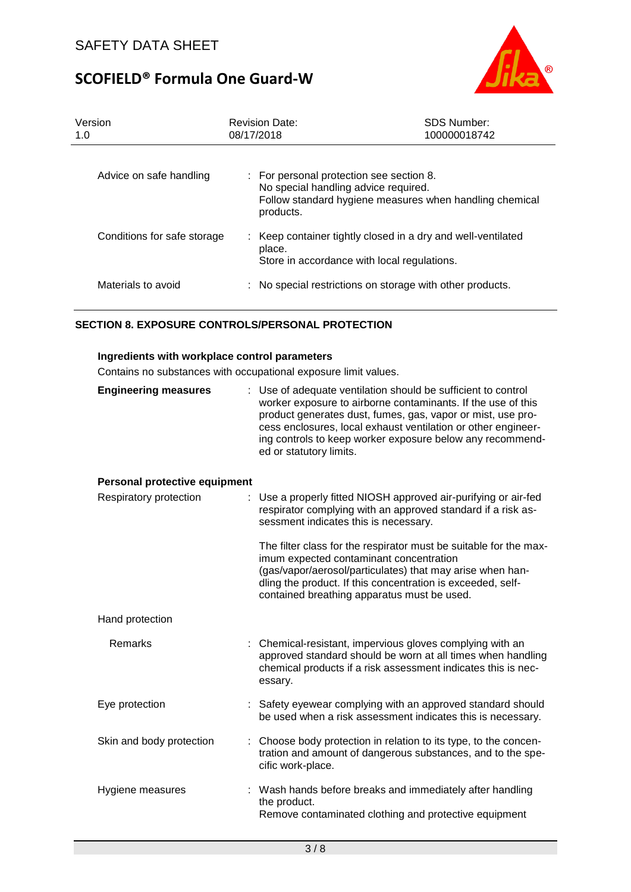| | |
|---|---|
| Advice on safe handling | : For personal protection see section 8.<br>No special handling advice required.<br>Follow standard hygiene measures when handling chemical products. |
| Conditions for safe storage | : Keep container tightly closed in a dry and well-ventilated place.<br>Store in accordance with local regulations. |
| Materials to avoid | : No special restrictions on storage with other products. |

## SECTION 8. EXPOSURE CONTROLS/PERSONAL PROTECTION

**Ingredients with workplace control parameters**

Contains no substances with occupational exposure limit values.

| | |
|---|---|
| **Engineering measures** | : Use of adequate ventilation should be sufficient to control worker exposure to airborne contaminants. If the use of this product generates dust, fumes, gas, vapor or mist, use process enclosures, local exhaust ventilation or other engineering controls to keep worker exposure below any recommended or statutory limits. |

**Personal protective equipment**

| | |
|---|---|
| Respiratory protection | : Use a properly fitted NIOSH approved air-purifying or air-fed respirator complying with an approved standard if a risk assessment indicates this is necessary.<br><br>The filter class for the respirator must be suitable for the maximum expected contaminant concentration (gas/vapor/aerosol/particulates) that may arise when handling the product. If this concentration is exceeded, self-contained breathing apparatus must be used. |
| Hand protection | |
| Remarks | : Chemical-resistant, impervious gloves complying with an approved standard should be worn at all times when handling chemical products if a risk assessment indicates this is necessary. |
| Eye protection | : Safety eyewear complying with an approved standard should be used when a risk assessment indicates this is necessary. |
| Skin and body protection | : Choose body protection in relation to its type, to the concentration and amount of dangerous substances, and to the specific work-place. |
| Hygiene measures | : Wash hands before breaks and immediately after handling the product.<br>Remove contaminated clothing and protective equipment |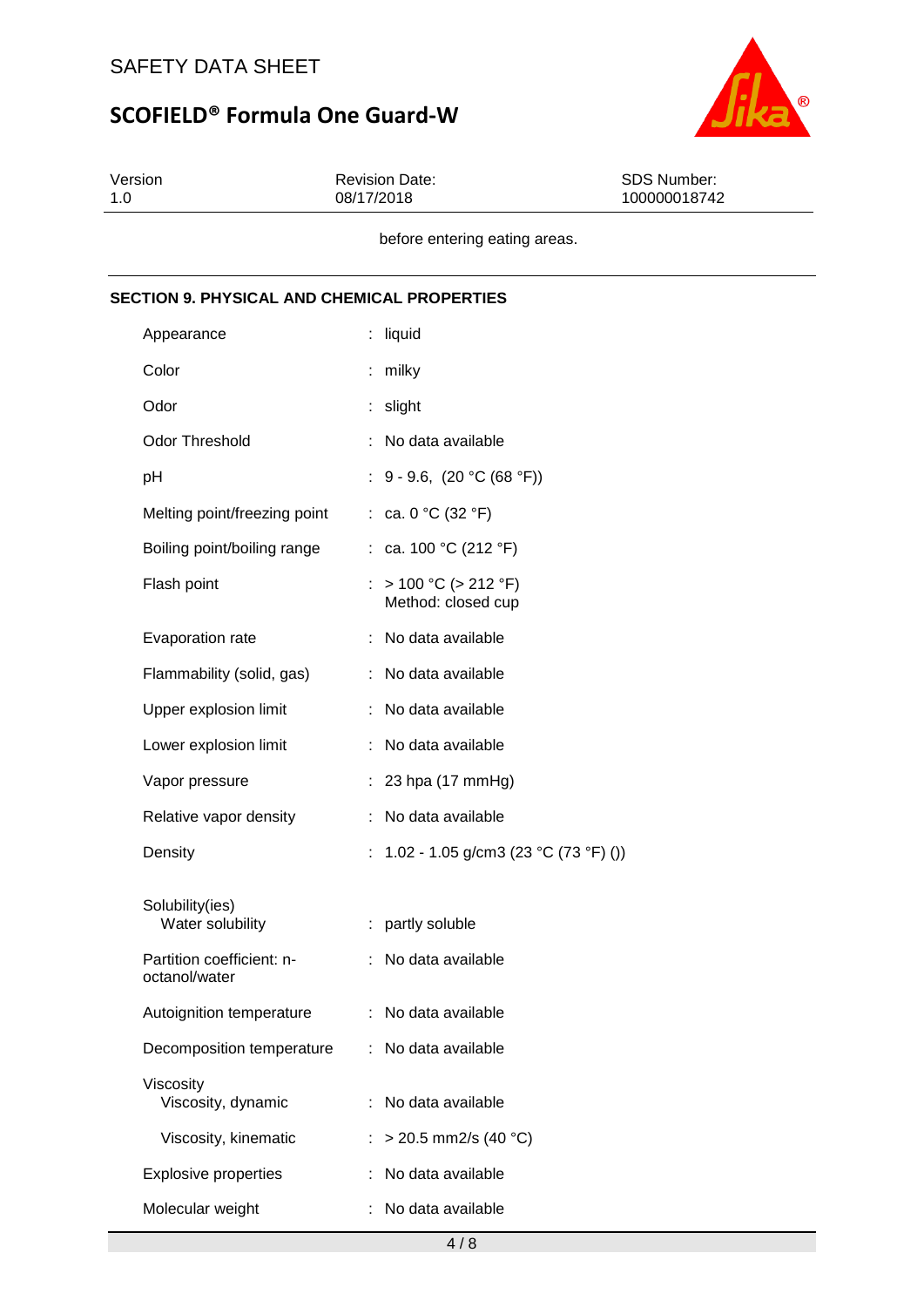before entering eating areas.

## SECTION 9. PHYSICAL AND CHEMICAL PROPERTIES

| Property | | Value |
|---|---|---|
| Appearance | : | liquid |
| Color | : | milky |
| Odor | : | slight |
| Odor Threshold | : | No data available |
| pH | : | 9 - 9.6, (20 °C (68 °F)) |
| Melting point/freezing point | : | ca. 0 °C (32 °F) |
| Boiling point/boiling range | : | ca. 100 °C (212 °F) |
| Flash point | : | > 100 °C (> 212 °F)<br>Method: closed cup |
| Evaporation rate | : | No data available |
| Flammability (solid, gas) | : | No data available |
| Upper explosion limit | : | No data available |
| Lower explosion limit | : | No data available |
| Vapor pressure | : | 23 hpa (17 mmHg) |
| Relative vapor density | : | No data available |
| Density | : | 1.02 - 1.05 g/cm3 (23 °C (73 °F) ()) |
| Solubility(ies)<br>Water solubility | : | partly soluble |
| Partition coefficient: n-octanol/water | : | No data available |
| Autoignition temperature | : | No data available |
| Decomposition temperature | : | No data available |
| Viscosity<br>Viscosity, dynamic | : | No data available |
| Viscosity, kinematic | : | > 20.5 mm2/s (40 °C) |
| Explosive properties | : | No data available |
| Molecular weight | : | No data available |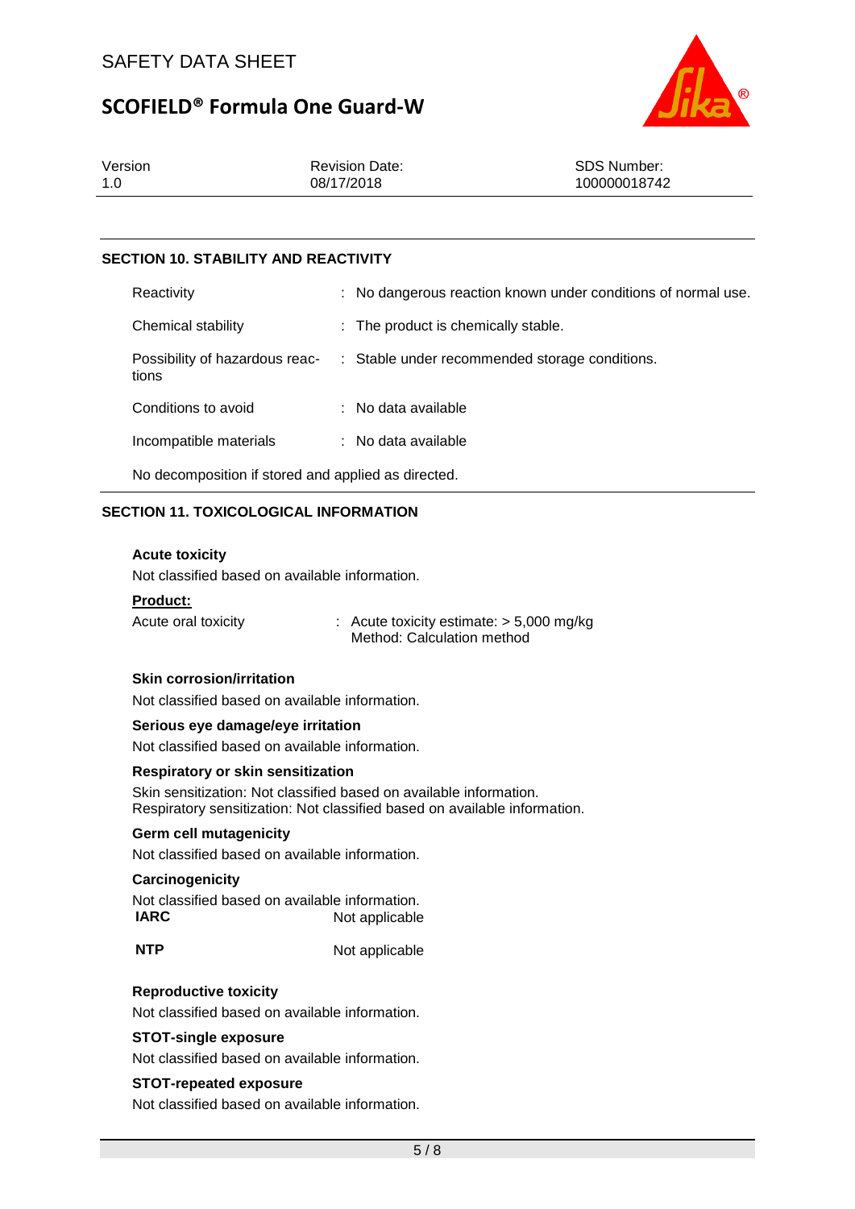## SECTION 10. STABILITY AND REACTIVITY

| | |
|---|---|
| Reactivity | : No dangerous reaction known under conditions of normal use. |
| Chemical stability | : The product is chemically stable. |
| Possibility of hazardous reactions | : Stable under recommended storage conditions. |
| Conditions to avoid | : No data available |
| Incompatible materials | : No data available |

No decomposition if stored and applied as directed.

## SECTION 11. TOXICOLOGICAL INFORMATION

**Acute toxicity**

Not classified based on available information.

**Product:**

| | |
|---|---|
| Acute oral toxicity | : Acute toxicity estimate: > 5,000 mg/kg<br>Method: Calculation method |

**Skin corrosion/irritation**

Not classified based on available information.

**Serious eye damage/eye irritation**

Not classified based on available information.

**Respiratory or skin sensitization**

Skin sensitization: Not classified based on available information.
Respiratory sensitization: Not classified based on available information.

**Germ cell mutagenicity**

Not classified based on available information.

**Carcinogenicity**

Not classified based on available information.

| | |
|---|---|
| **IARC** | Not applicable |
| **NTP** | Not applicable |

**Reproductive toxicity**

Not classified based on available information.

**STOT-single exposure**

Not classified based on available information.

**STOT-repeated exposure**

Not classified based on available information.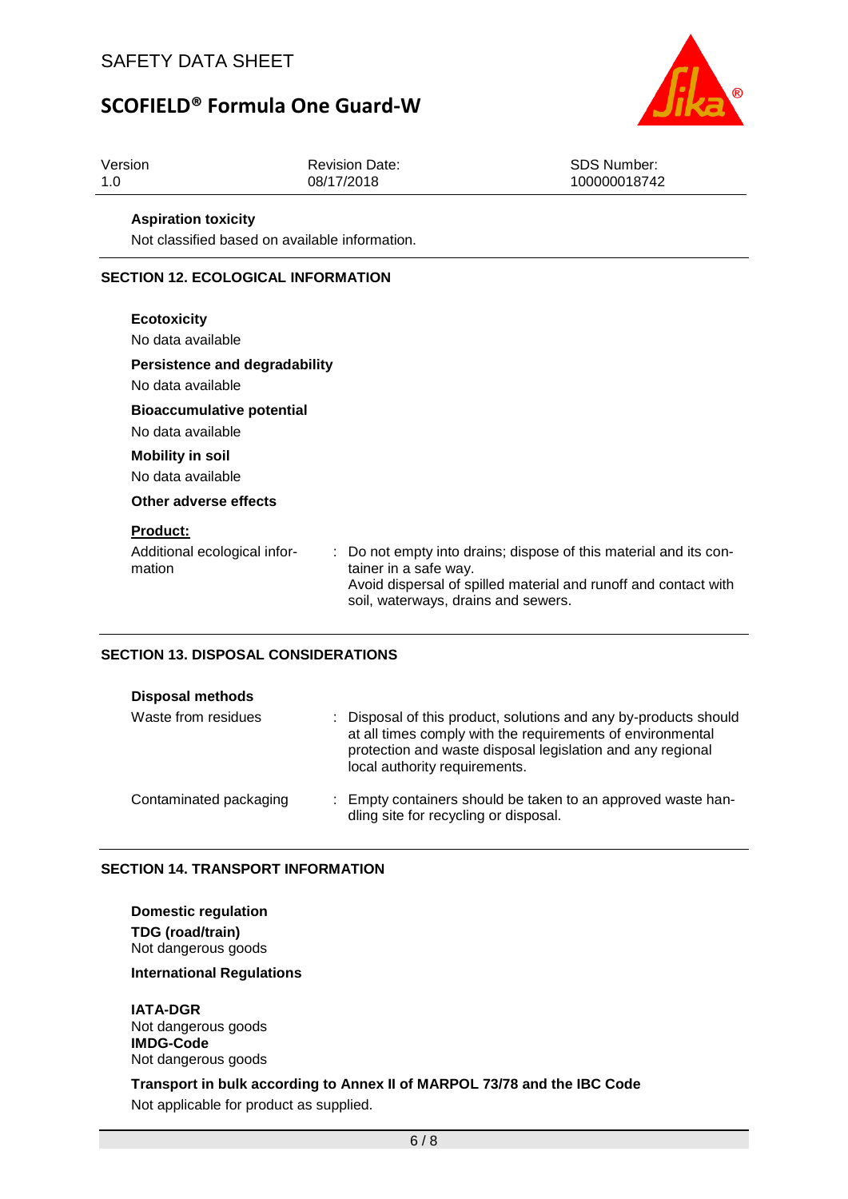#### Aspiration toxicity

Not classified based on available information.

## SECTION 12. ECOLOGICAL INFORMATION

#### Ecotoxicity

No data available

#### Persistence and degradability

No data available

#### Bioaccumulative potential

No data available

#### Mobility in soil

No data available

#### Other adverse effects

**Product:**

| | |
|---|---|
| Additional ecological information | : Do not empty into drains; dispose of this material and its container in a safe way. Avoid dispersal of spilled material and runoff and contact with soil, waterways, drains and sewers. |

## SECTION 13. DISPOSAL CONSIDERATIONS

#### Disposal methods

| | |
|---|---|
| Waste from residues | : Disposal of this product, solutions and any by-products should at all times comply with the requirements of environmental protection and waste disposal legislation and any regional local authority requirements. |
| Contaminated packaging | : Empty containers should be taken to an approved waste handling site for recycling or disposal. |

## SECTION 14. TRANSPORT INFORMATION

#### Domestic regulation

**TDG (road/train)**
Not dangerous goods

#### International Regulations

**IATA-DGR**
Not dangerous goods
**IMDG-Code**
Not dangerous goods

#### Transport in bulk according to Annex II of MARPOL 73/78 and the IBC Code

Not applicable for product as supplied.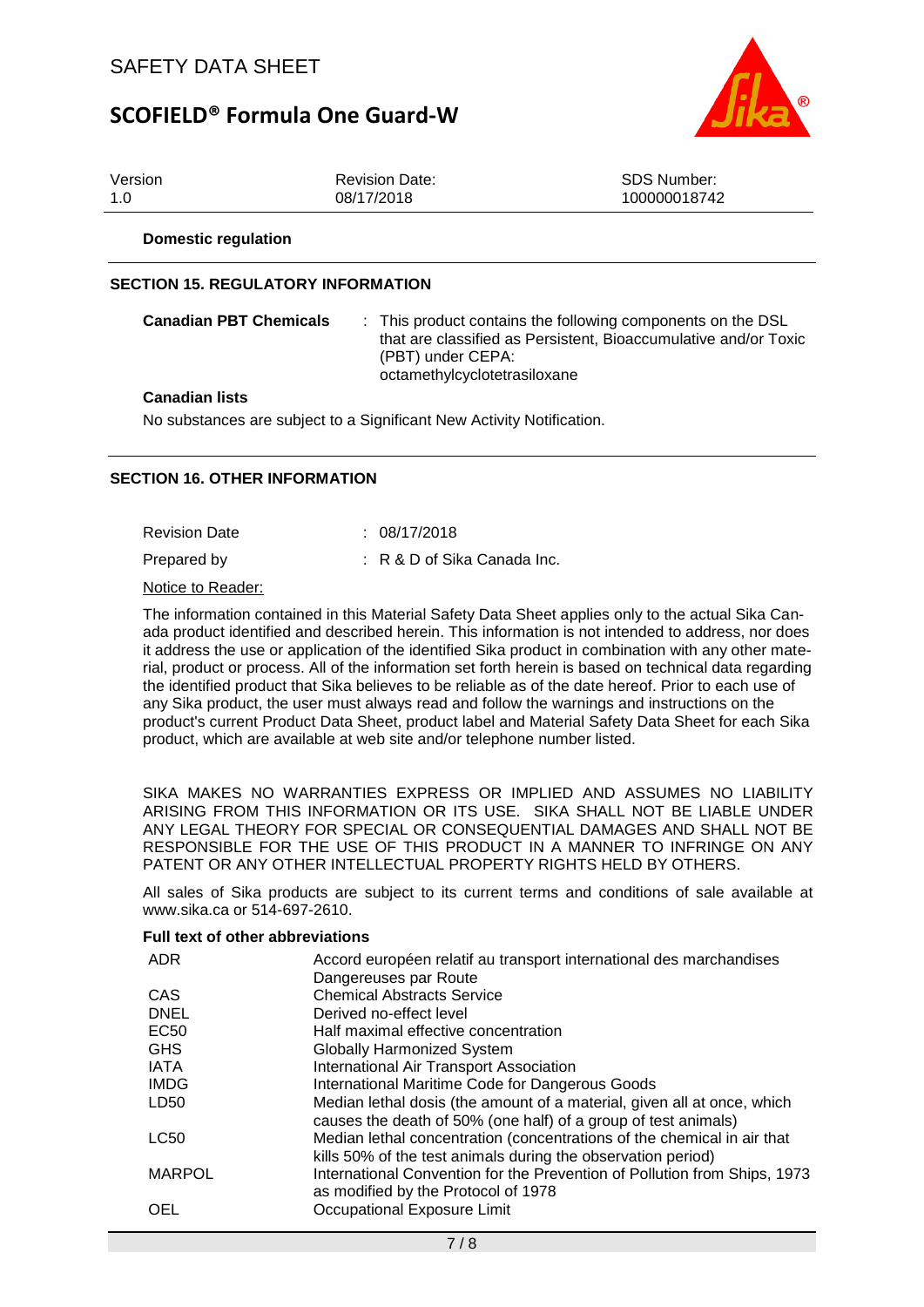**Domestic regulation**

## SECTION 15. REGULATORY INFORMATION

**Canadian PBT Chemicals** : This product contains the following components on the DSL that are classified as Persistent, Bioaccumulative and/or Toxic (PBT) under CEPA:
octamethylcyclotetrasiloxane

**Canadian lists**

No substances are subject to a Significant New Activity Notification.

## SECTION 16. OTHER INFORMATION

| | |
|---|---|
| Revision Date | : 08/17/2018 |
| Prepared by | : R & D of Sika Canada Inc. |

Notice to Reader:

The information contained in this Material Safety Data Sheet applies only to the actual Sika Canada product identified and described herein. This information is not intended to address, nor does it address the use or application of the identified Sika product in combination with any other material, product or process. All of the information set forth herein is based on technical data regarding the identified product that Sika believes to be reliable as of the date hereof. Prior to each use of any Sika product, the user must always read and follow the warnings and instructions on the product's current Product Data Sheet, product label and Material Safety Data Sheet for each Sika product, which are available at web site and/or telephone number listed.

SIKA MAKES NO WARRANTIES EXPRESS OR IMPLIED AND ASSUMES NO LIABILITY ARISING FROM THIS INFORMATION OR ITS USE. SIKA SHALL NOT BE LIABLE UNDER ANY LEGAL THEORY FOR SPECIAL OR CONSEQUENTIAL DAMAGES AND SHALL NOT BE RESPONSIBLE FOR THE USE OF THIS PRODUCT IN A MANNER TO INFRINGE ON ANY PATENT OR ANY OTHER INTELLECTUAL PROPERTY RIGHTS HELD BY OTHERS.

All sales of Sika products are subject to its current terms and conditions of sale available at www.sika.ca or 514-697-2610.

**Full text of other abbreviations**

| | |
|---|---|
| ADR | Accord européen relatif au transport international des marchandises Dangereuses par Route |
| CAS | Chemical Abstracts Service |
| DNEL | Derived no-effect level |
| EC50 | Half maximal effective concentration |
| GHS | Globally Harmonized System |
| IATA | International Air Transport Association |
| IMDG | International Maritime Code for Dangerous Goods |
| LD50 | Median lethal dosis (the amount of a material, given all at once, which causes the death of 50% (one half) of a group of test animals) |
| LC50 | Median lethal concentration (concentrations of the chemical in air that kills 50% of the test animals during the observation period) |
| MARPOL | International Convention for the Prevention of Pollution from Ships, 1973 as modified by the Protocol of 1978 |
| OEL | Occupational Exposure Limit |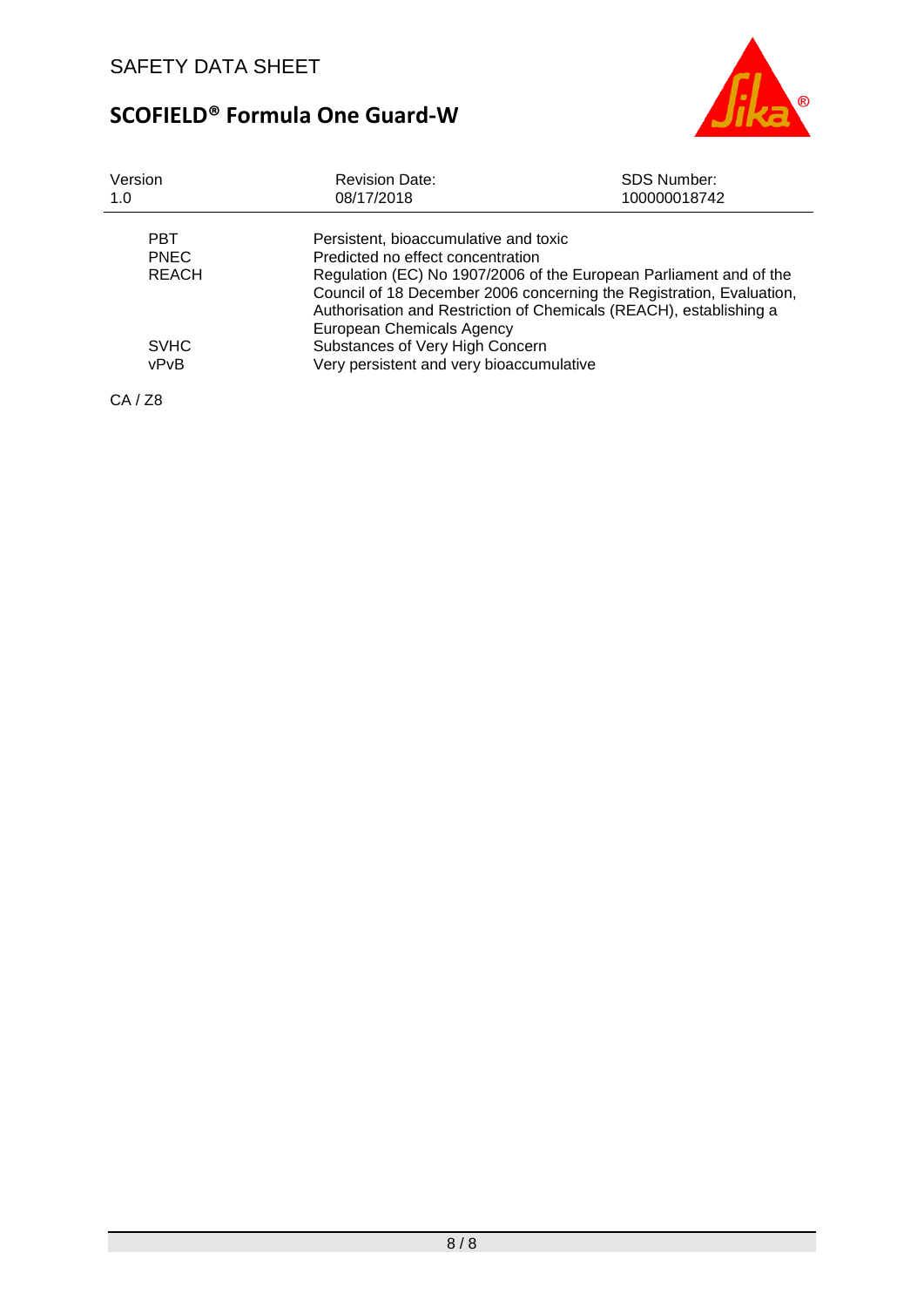| | |
|---|---|
| PBT | Persistent, bioaccumulative and toxic |
| PNEC | Predicted no effect concentration |
| REACH | Regulation (EC) No 1907/2006 of the European Parliament and of the Council of 18 December 2006 concerning the Registration, Evaluation, Authorisation and Restriction of Chemicals (REACH), establishing a European Chemicals Agency |
| SVHC | Substances of Very High Concern |
| vPvB | Very persistent and very bioaccumulative |

CA / Z8